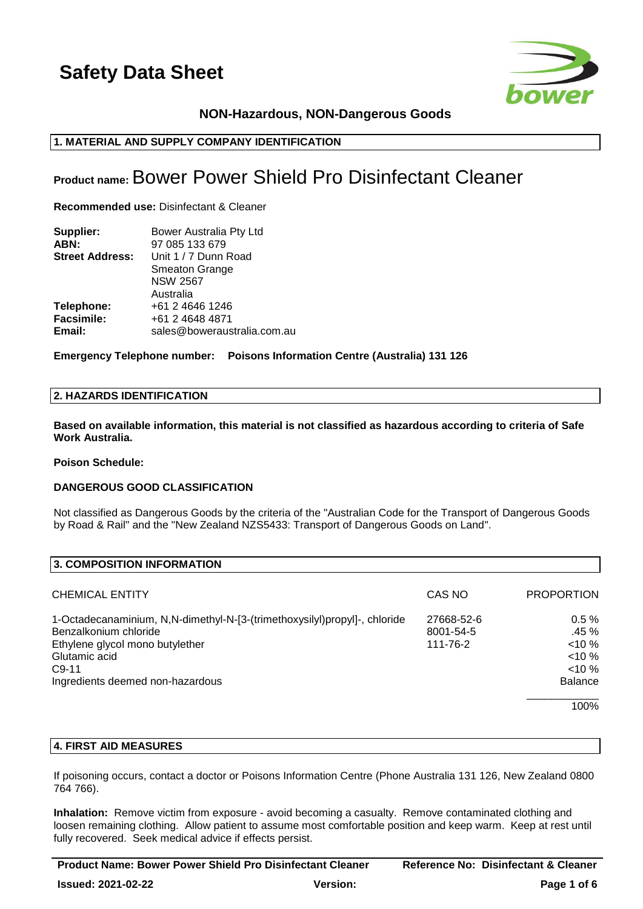# Safety Data Sheet

## NON-Hazardous, NON-Dangerous Goods

### 1. MATERIAL AND SUPPLY COMPANY IDENTIFICATION

**Product name:** Bower Power Shield Pro Disinfectant Cleaner

**Recommended use:** Disinfectant & Cleaner

| | |
|---|---|
| **Supplier:** | Bower Australia Pty Ltd |
| **ABN:** | 97 085 133 679 |
| **Street Address:** | Unit 1 / 7 Dunn Road<br>Smeaton Grange<br>NSW 2567<br>Australia |
| **Telephone:** | +61 2 4646 1246 |
| **Facsimile:** | +61 2 4648 4871 |
| **Email:** | sales@boweraustralia.com.au |

**Emergency Telephone number: Poisons Information Centre (Australia) 131 126**

### 2. HAZARDS IDENTIFICATION

**Based on available information, this material is not classified as hazardous according to criteria of Safe Work Australia.**

**Poison Schedule:**

**DANGEROUS GOOD CLASSIFICATION**

Not classified as Dangerous Goods by the criteria of the "Australian Code for the Transport of Dangerous Goods by Road & Rail" and the "New Zealand NZS5433: Transport of Dangerous Goods on Land".

### 3. COMPOSITION INFORMATION

| CHEMICAL ENTITY | CAS NO | PROPORTION |
|---|---|---|
| 1-Octadecanaminium, N,N-dimethyl-N-[3-(trimethoxysilyl)propyl]-, chloride | 27668-52-6 | 0.5 % |
| Benzalkonium chloride | 8001-54-5 | .45 % |
| Ethylene glycol mono butylether | 111-76-2 | <10 % |
| Glutamic acid | | <10 % |
| C9-11 | | <10 % |
| Ingredients deemed non-hazardous | | Balance |
| | | 100% |

### 4. FIRST AID MEASURES

If poisoning occurs, contact a doctor or Poisons Information Centre (Phone Australia 131 126, New Zealand 0800 764 766).

**Inhalation:** Remove victim from exposure - avoid becoming a casualty. Remove contaminated clothing and loosen remaining clothing. Allow patient to assume most comfortable position and keep warm. Keep at rest until fully recovered. Seek medical advice if effects persist.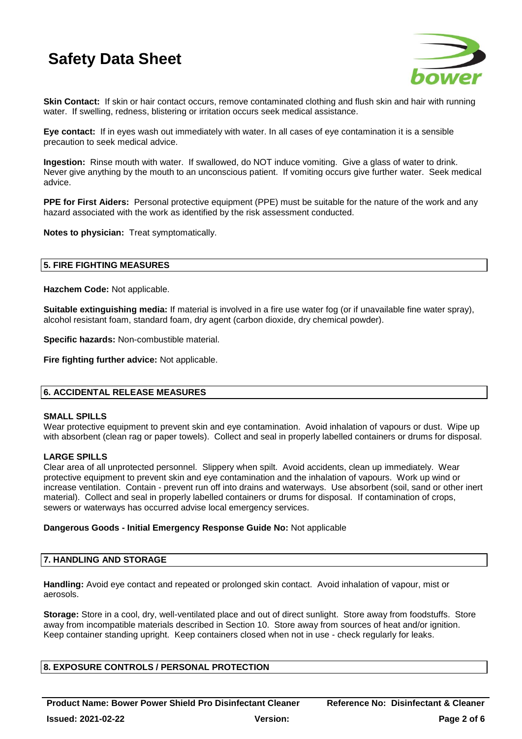**Skin Contact:** If skin or hair contact occurs, remove contaminated clothing and flush skin and hair with running water. If swelling, redness, blistering or irritation occurs seek medical assistance.

**Eye contact:** If in eyes wash out immediately with water. In all cases of eye contamination it is a sensible precaution to seek medical advice.

**Ingestion:** Rinse mouth with water. If swallowed, do NOT induce vomiting. Give a glass of water to drink. Never give anything by the mouth to an unconscious patient. If vomiting occurs give further water. Seek medical advice.

**PPE for First Aiders:** Personal protective equipment (PPE) must be suitable for the nature of the work and any hazard associated with the work as identified by the risk assessment conducted.

**Notes to physician:** Treat symptomatically.

## 5. FIRE FIGHTING MEASURES

**Hazchem Code:** Not applicable.

**Suitable extinguishing media:** If material is involved in a fire use water fog (or if unavailable fine water spray), alcohol resistant foam, standard foam, dry agent (carbon dioxide, dry chemical powder).

**Specific hazards:** Non-combustible material.

**Fire fighting further advice:** Not applicable.

## 6. ACCIDENTAL RELEASE MEASURES

**SMALL SPILLS**

Wear protective equipment to prevent skin and eye contamination. Avoid inhalation of vapours or dust. Wipe up with absorbent (clean rag or paper towels). Collect and seal in properly labelled containers or drums for disposal.

**LARGE SPILLS**

Clear area of all unprotected personnel. Slippery when spilt. Avoid accidents, clean up immediately. Wear protective equipment to prevent skin and eye contamination and the inhalation of vapours. Work up wind or increase ventilation. Contain - prevent run off into drains and waterways. Use absorbent (soil, sand or other inert material). Collect and seal in properly labelled containers or drums for disposal. If contamination of crops, sewers or waterways has occurred advise local emergency services.

**Dangerous Goods - Initial Emergency Response Guide No:** Not applicable

## 7. HANDLING AND STORAGE

**Handling:** Avoid eye contact and repeated or prolonged skin contact. Avoid inhalation of vapour, mist or aerosols.

**Storage:** Store in a cool, dry, well-ventilated place and out of direct sunlight. Store away from foodstuffs. Store away from incompatible materials described in Section 10. Store away from sources of heat and/or ignition. Keep container standing upright. Keep containers closed when not in use - check regularly for leaks.

## 8. EXPOSURE CONTROLS / PERSONAL PROTECTION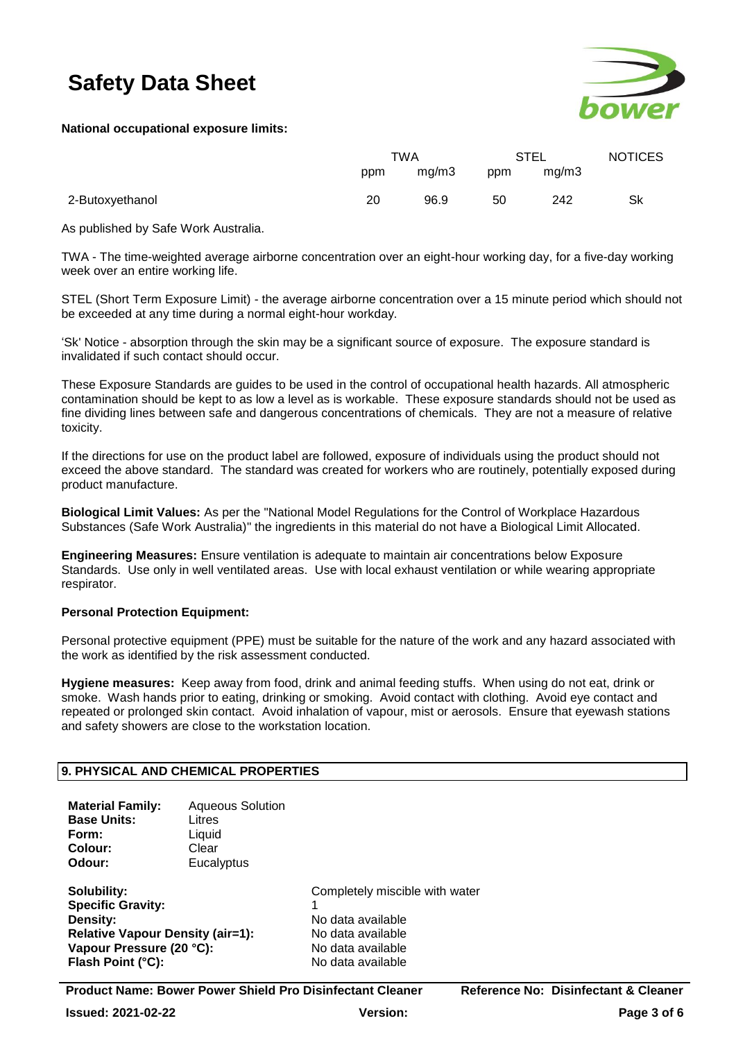**National occupational exposure limits:**

| | TWA | | STEL | | NOTICES |
|---|---|---|---|---|---|
| | ppm | mg/m3 | ppm | mg/m3 | |
| 2-Butoxyethanol | 20 | 96.9 | 50 | 242 | Sk |

As published by Safe Work Australia.

TWA - The time-weighted average airborne concentration over an eight-hour working day, for a five-day working week over an entire working life.

STEL (Short Term Exposure Limit) - the average airborne concentration over a 15 minute period which should not be exceeded at any time during a normal eight-hour workday.

'Sk' Notice - absorption through the skin may be a significant source of exposure. The exposure standard is invalidated if such contact should occur.

These Exposure Standards are guides to be used in the control of occupational health hazards. All atmospheric contamination should be kept to as low a level as is workable. These exposure standards should not be used as fine dividing lines between safe and dangerous concentrations of chemicals. They are not a measure of relative toxicity.

If the directions for use on the product label are followed, exposure of individuals using the product should not exceed the above standard. The standard was created for workers who are routinely, potentially exposed during product manufacture.

**Biological Limit Values:** As per the "National Model Regulations for the Control of Workplace Hazardous Substances (Safe Work Australia)" the ingredients in this material do not have a Biological Limit Allocated.

**Engineering Measures:** Ensure ventilation is adequate to maintain air concentrations below Exposure Standards. Use only in well ventilated areas. Use with local exhaust ventilation or while wearing appropriate respirator.

**Personal Protection Equipment:**

Personal protective equipment (PPE) must be suitable for the nature of the work and any hazard associated with the work as identified by the risk assessment conducted.

**Hygiene measures:** Keep away from food, drink and animal feeding stuffs. When using do not eat, drink or smoke. Wash hands prior to eating, drinking or smoking. Avoid contact with clothing. Avoid eye contact and repeated or prolonged skin contact. Avoid inhalation of vapour, mist or aerosols. Ensure that eyewash stations and safety showers are close to the workstation location.

## 9. PHYSICAL AND CHEMICAL PROPERTIES

**Material Family:** Aqueous Solution
**Base Units:** Litres
**Form:** Liquid
**Colour:** Clear
**Odour:** Eucalyptus

**Solubility:** Completely miscible with water
**Specific Gravity:** 1
**Density:** No data available
**Relative Vapour Density (air=1):** No data available
**Vapour Pressure (20 °C):** No data available
**Flash Point (°C):** No data available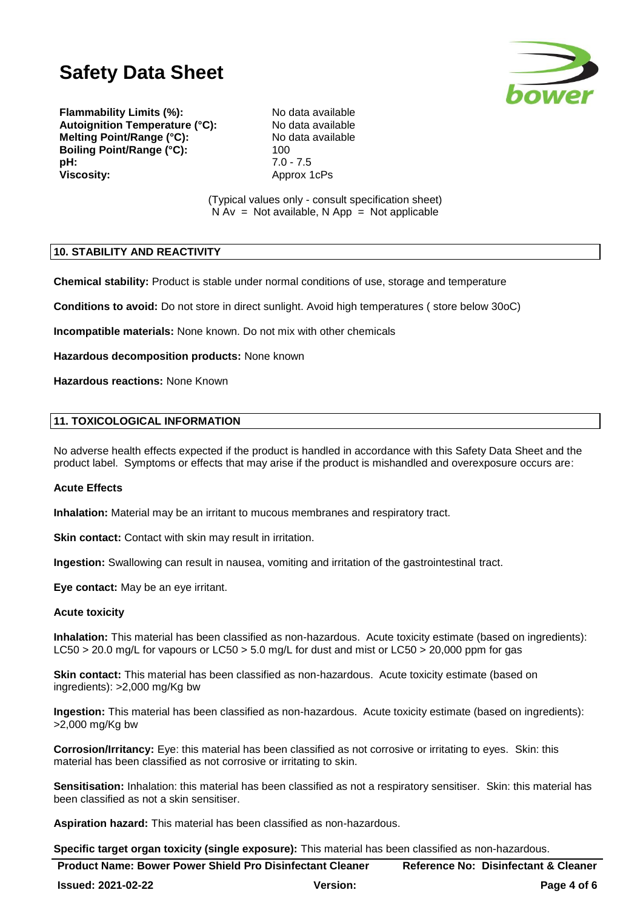| | |
|---|---|
| **Flammability Limits (%):** | No data available |
| **Autoignition Temperature (°C):** | No data available |
| **Melting Point/Range (°C):** | No data available |
| **Boiling Point/Range (°C):** | 100 |
| **pH:** | 7.0 - 7.5 |
| **Viscosity:** | Approx 1cPs |

(Typical values only - consult specification sheet)
N Av = Not available, N App = Not applicable

## 10. STABILITY AND REACTIVITY

**Chemical stability:** Product is stable under normal conditions of use, storage and temperature

**Conditions to avoid:** Do not store in direct sunlight. Avoid high temperatures ( store below 30oC)

**Incompatible materials:** None known. Do not mix with other chemicals

**Hazardous decomposition products:** None known

**Hazardous reactions:** None Known

## 11. TOXICOLOGICAL INFORMATION

No adverse health effects expected if the product is handled in accordance with this Safety Data Sheet and the product label. Symptoms or effects that may arise if the product is mishandled and overexposure occurs are:

**Acute Effects**

**Inhalation:** Material may be an irritant to mucous membranes and respiratory tract.

**Skin contact:** Contact with skin may result in irritation.

**Ingestion:** Swallowing can result in nausea, vomiting and irritation of the gastrointestinal tract.

**Eye contact:** May be an eye irritant.

**Acute toxicity**

**Inhalation:** This material has been classified as non-hazardous. Acute toxicity estimate (based on ingredients): LC50 > 20.0 mg/L for vapours or LC50 > 5.0 mg/L for dust and mist or LC50 > 20,000 ppm for gas

**Skin contact:** This material has been classified as non-hazardous. Acute toxicity estimate (based on ingredients): >2,000 mg/Kg bw

**Ingestion:** This material has been classified as non-hazardous. Acute toxicity estimate (based on ingredients): >2,000 mg/Kg bw

**Corrosion/Irritancy:** Eye: this material has been classified as not corrosive or irritating to eyes. Skin: this material has been classified as not corrosive or irritating to skin.

**Sensitisation:** Inhalation: this material has been classified as not a respiratory sensitiser. Skin: this material has been classified as not a skin sensitiser.

**Aspiration hazard:** This material has been classified as non-hazardous.

**Specific target organ toxicity (single exposure):** This material has been classified as non-hazardous.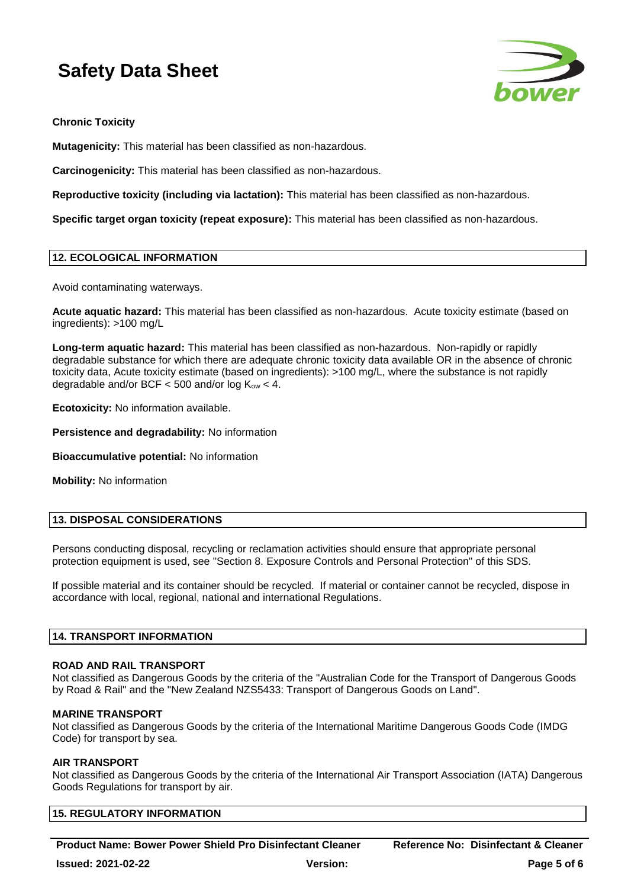**Chronic Toxicity**

**Mutagenicity:** This material has been classified as non-hazardous.

**Carcinogenicity:** This material has been classified as non-hazardous.

**Reproductive toxicity (including via lactation):** This material has been classified as non-hazardous.

**Specific target organ toxicity (repeat exposure):** This material has been classified as non-hazardous.

## 12. ECOLOGICAL INFORMATION

Avoid contaminating waterways.

**Acute aquatic hazard:** This material has been classified as non-hazardous. Acute toxicity estimate (based on ingredients): >100 mg/L

**Long-term aquatic hazard:** This material has been classified as non-hazardous. Non-rapidly or rapidly degradable substance for which there are adequate chronic toxicity data available OR in the absence of chronic toxicity data, Acute toxicity estimate (based on ingredients): >100 mg/L, where the substance is not rapidly degradable and/or BCF < 500 and/or log $K_{ow}$ < 4.

**Ecotoxicity:** No information available.

**Persistence and degradability:** No information

**Bioaccumulative potential:** No information

**Mobility:** No information

## 13. DISPOSAL CONSIDERATIONS

Persons conducting disposal, recycling or reclamation activities should ensure that appropriate personal protection equipment is used, see "Section 8. Exposure Controls and Personal Protection" of this SDS.

If possible material and its container should be recycled. If material or container cannot be recycled, dispose in accordance with local, regional, national and international Regulations.

## 14. TRANSPORT INFORMATION

**ROAD AND RAIL TRANSPORT**
Not classified as Dangerous Goods by the criteria of the "Australian Code for the Transport of Dangerous Goods by Road & Rail" and the "New Zealand NZS5433: Transport of Dangerous Goods on Land".

**MARINE TRANSPORT**
Not classified as Dangerous Goods by the criteria of the International Maritime Dangerous Goods Code (IMDG Code) for transport by sea.

**AIR TRANSPORT**
Not classified as Dangerous Goods by the criteria of the International Air Transport Association (IATA) Dangerous Goods Regulations for transport by air.

## 15. REGULATORY INFORMATION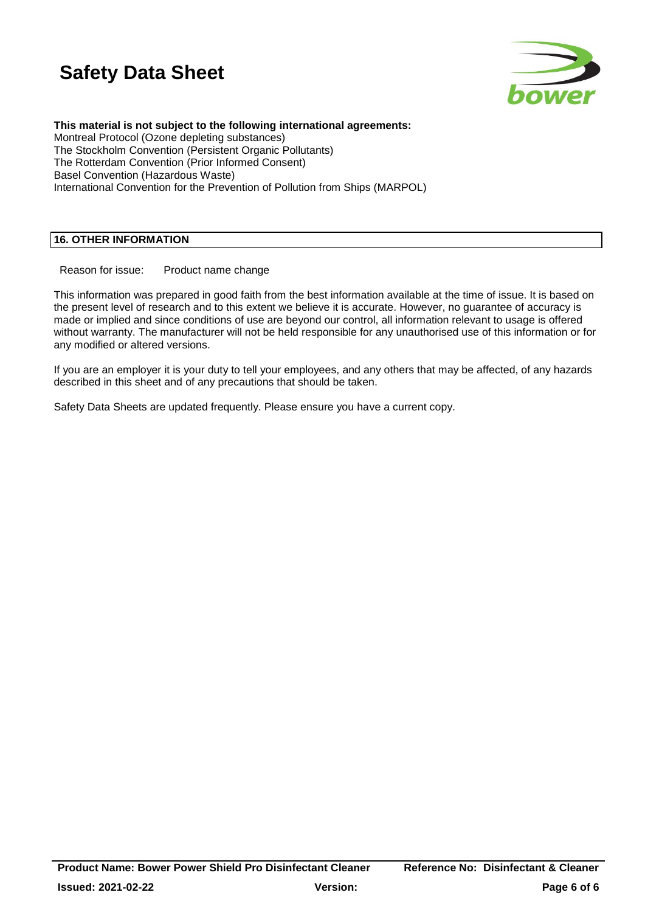**This material is not subject to the following international agreements:**
Montreal Protocol (Ozone depleting substances)
The Stockholm Convention (Persistent Organic Pollutants)
The Rotterdam Convention (Prior Informed Consent)
Basel Convention (Hazardous Waste)
International Convention for the Prevention of Pollution from Ships (MARPOL)

## 16. OTHER INFORMATION

Reason for issue: Product name change

This information was prepared in good faith from the best information available at the time of issue. It is based on the present level of research and to this extent we believe it is accurate. However, no guarantee of accuracy is made or implied and since conditions of use are beyond our control, all information relevant to usage is offered without warranty. The manufacturer will not be held responsible for any unauthorised use of this information or for any modified or altered versions.

If you are an employer it is your duty to tell your employees, and any others that may be affected, of any hazards described in this sheet and of any precautions that should be taken.

Safety Data Sheets are updated frequently. Please ensure you have a current copy.